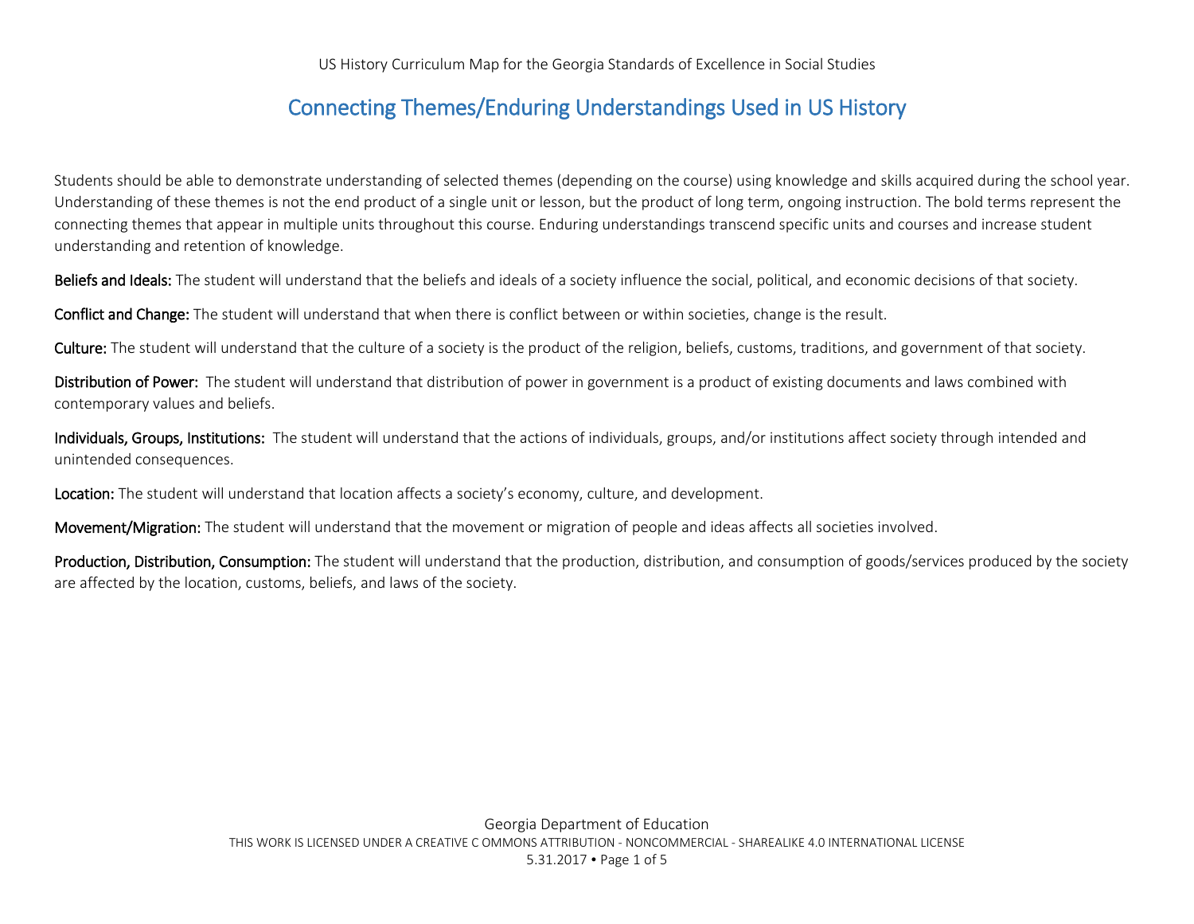US History Curriculum Map for the Georgia Standards of Excellence in Social Studies

# Connecting Themes/Enduring Understandings Used in US History

Students should be able to demonstrate understanding of selected themes (depending on the course) using knowledge and skills acquired during the school year. Understanding of these themes is not the end product of a single unit or lesson, but the product of long term, ongoing instruction. The bold terms represent the connecting themes that appear in multiple units throughout this course. Enduring understandings transcend specific units and courses and increase student understanding and retention of knowledge.

**Beliefs and Ideals:** The student will understand that the beliefs and ideals of a society influence the social, political, and economic decisions of that society.

**Conflict and Change:** The student will understand that when there is conflict between or within societies, change is the result.

**Culture:** The student will understand that the culture of a society is the product of the religion, beliefs, customs, traditions, and government of that society.

**Distribution of Power:** The student will understand that distribution of power in government is a product of existing documents and laws combined with contemporary values and beliefs.

**Individuals, Groups, Institutions:** The student will understand that the actions of individuals, groups, and/or institutions affect society through intended and unintended consequences.

**Location:** The student will understand that location affects a society's economy, culture, and development.

**Movement/Migration:** The student will understand that the movement or migration of people and ideas affects all societies involved.

**Production, Distribution, Consumption:** The student will understand that the production, distribution, and consumption of goods/services produced by the society are affected by the location, customs, beliefs, and laws of the society.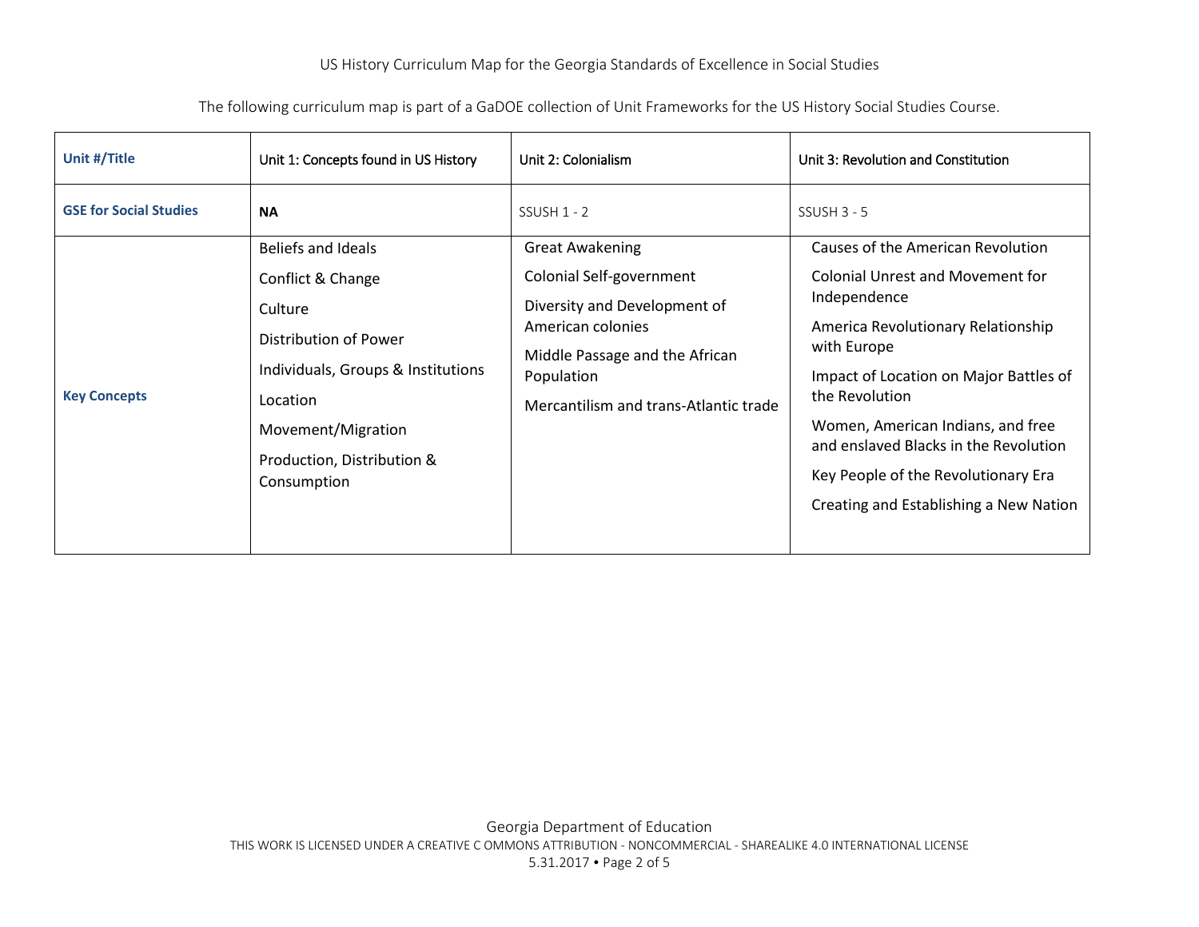US History Curriculum Map for the Georgia Standards of Excellence in Social Studies

The following curriculum map is part of a GaDOE collection of Unit Frameworks for the US History Social Studies Course.

| **Unit #/Title** | Unit 1: Concepts found in US History | Unit 2: Colonialism | Unit 3: Revolution and Constitution |
| --- | --- | --- | --- |
| **GSE for Social Studies** | **NA** | SSUSH 1 - 2 | SSUSH 3 - 5 |
| **Key Concepts** | Beliefs and Ideals<br>Conflict & Change<br>Culture<br>Distribution of Power<br>Individuals, Groups & Institutions<br>Location<br>Movement/Migration<br>Production, Distribution & Consumption | Great Awakening<br>Colonial Self-government<br>Diversity and Development of American colonies<br>Middle Passage and the African Population<br>Mercantilism and trans-Atlantic trade | Causes of the American Revolution<br>Colonial Unrest and Movement for Independence<br>America Revolutionary Relationship with Europe<br>Impact of Location on Major Battles of the Revolution<br>Women, American Indians, and free and enslaved Blacks in the Revolution<br>Key People of the Revolutionary Era<br>Creating and Establishing a New Nation |

Georgia Department of Education
THIS WORK IS LICENSED UNDER A CREATIVE C OMMONS ATTRIBUTION - NONCOMMERCIAL - SHAREALIKE 4.0 INTERNATIONAL LICENSE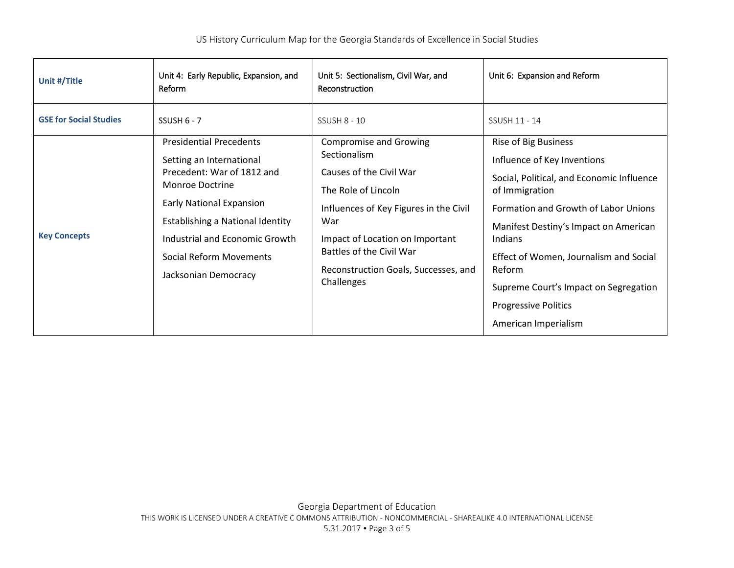| Unit #/Title | Unit 4: Early Republic, Expansion, and Reform | Unit 5: Sectionalism, Civil War, and Reconstruction | Unit 6: Expansion and Reform |
|---|---|---|---|
| GSE for Social Studies | SSUSH 6 - 7 | SSUSH 8 - 10 | SSUSH 11 - 14 |
| Key Concepts | Presidential Precedents<br><br>Setting an International Precedent: War of 1812 and Monroe Doctrine<br><br>Early National Expansion<br><br>Establishing a National Identity<br><br>Industrial and Economic Growth<br><br>Social Reform Movements<br><br>Jacksonian Democracy | Compromise and Growing Sectionalism<br><br>Causes of the Civil War<br><br>The Role of Lincoln<br><br>Influences of Key Figures in the Civil War<br><br>Impact of Location on Important Battles of the Civil War<br><br>Reconstruction Goals, Successes, and Challenges | Rise of Big Business<br><br>Influence of Key Inventions<br><br>Social, Political, and Economic Influence of Immigration<br><br>Formation and Growth of Labor Unions<br><br>Manifest Destiny's Impact on American Indians<br><br>Effect of Women, Journalism and Social Reform<br><br>Supreme Court's Impact on Segregation<br><br>Progressive Politics<br><br>American Imperialism |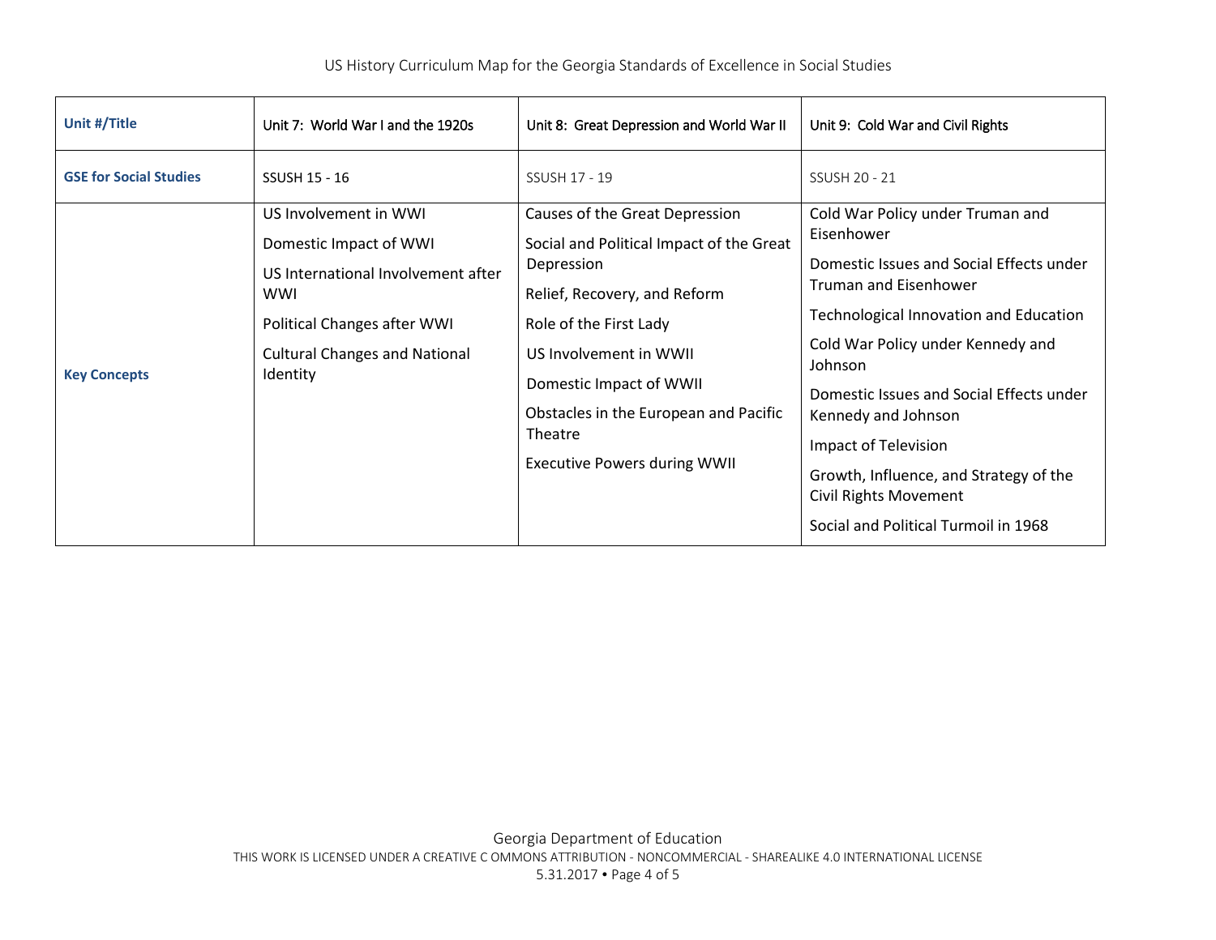| Unit #/Title | Unit 7: World War I and the 1920s | Unit 8: Great Depression and World War II | Unit 9: Cold War and Civil Rights |
|---|---|---|---|
| **GSE for Social Studies** | SSUSH 15 - 16 | SSUSH 17 - 19 | SSUSH 20 - 21 |
| **Key Concepts** | US Involvement in WWI<br>Domestic Impact of WWI<br>US International Involvement after WWI<br>Political Changes after WWI<br>Cultural Changes and National Identity | Causes of the Great Depression<br>Social and Political Impact of the Great Depression<br>Relief, Recovery, and Reform<br>Role of the First Lady<br>US Involvement in WWII<br>Domestic Impact of WWII<br>Obstacles in the European and Pacific Theatre<br>Executive Powers during WWII | Cold War Policy under Truman and Eisenhower<br>Domestic Issues and Social Effects under Truman and Eisenhower<br>Technological Innovation and Education<br>Cold War Policy under Kennedy and Johnson<br>Domestic Issues and Social Effects under Kennedy and Johnson<br>Impact of Television<br>Growth, Influence, and Strategy of the Civil Rights Movement<br>Social and Political Turmoil in 1968 |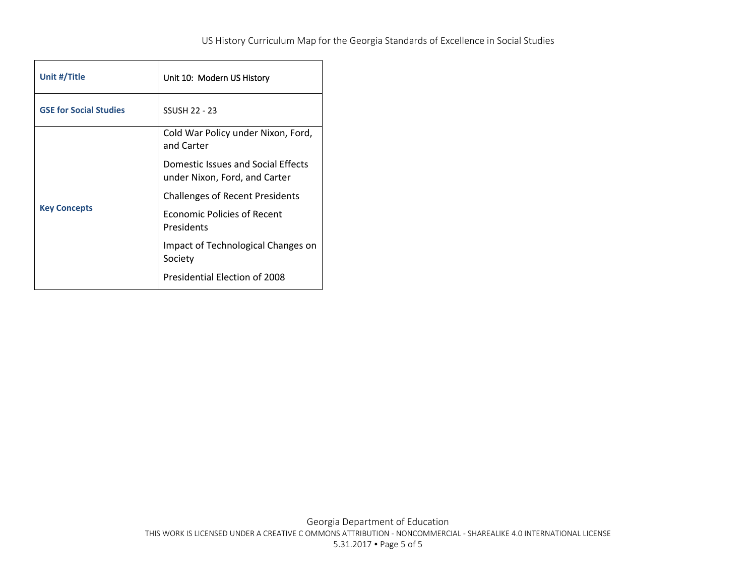| | |
|---|---|
| **Unit #/Title** | Unit 10: Modern US History |
| **GSE for Social Studies** | SSUSH 22 - 23 |
| **Key Concepts** | Cold War Policy under Nixon, Ford, and Carter<br>Domestic Issues and Social Effects under Nixon, Ford, and Carter<br>Challenges of Recent Presidents<br>Economic Policies of Recent Presidents<br>Impact of Technological Changes on Society<br>Presidential Election of 2008 |